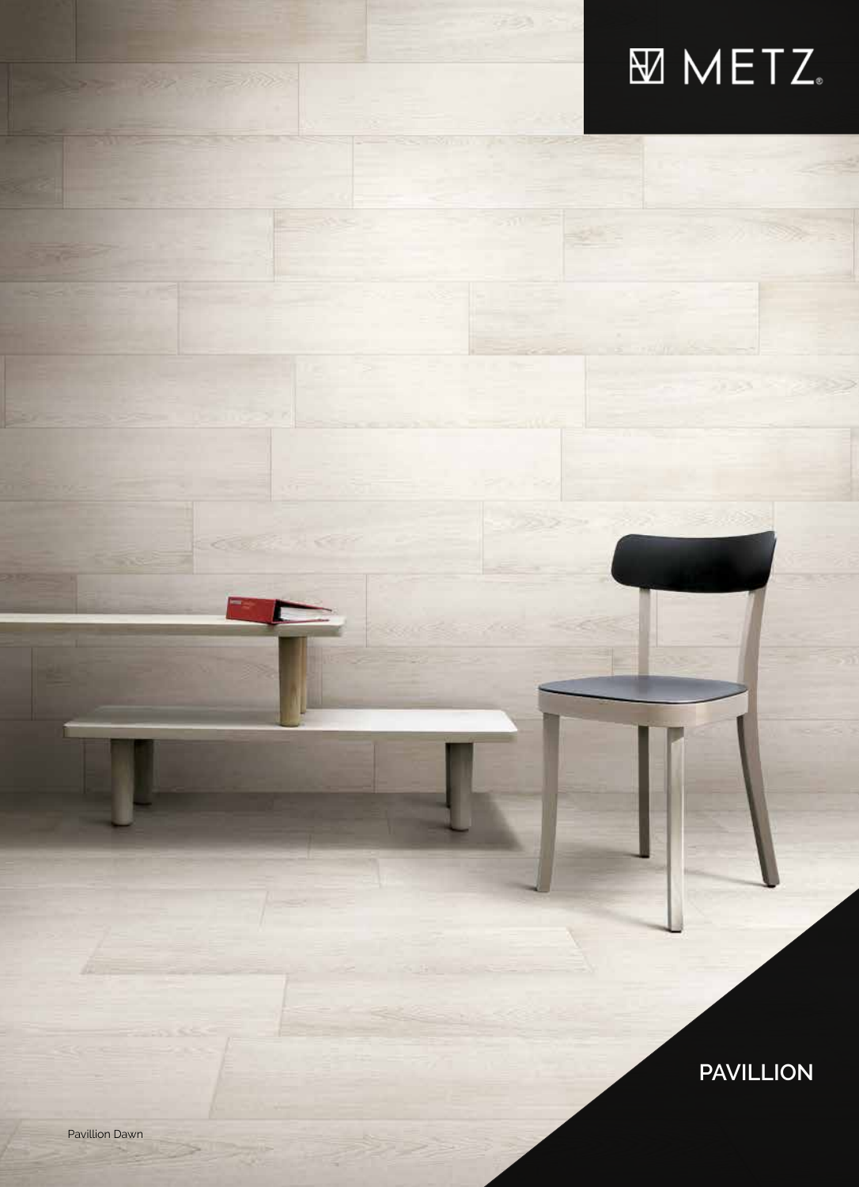METZ.

# PAVILLION

Pavillion Dawn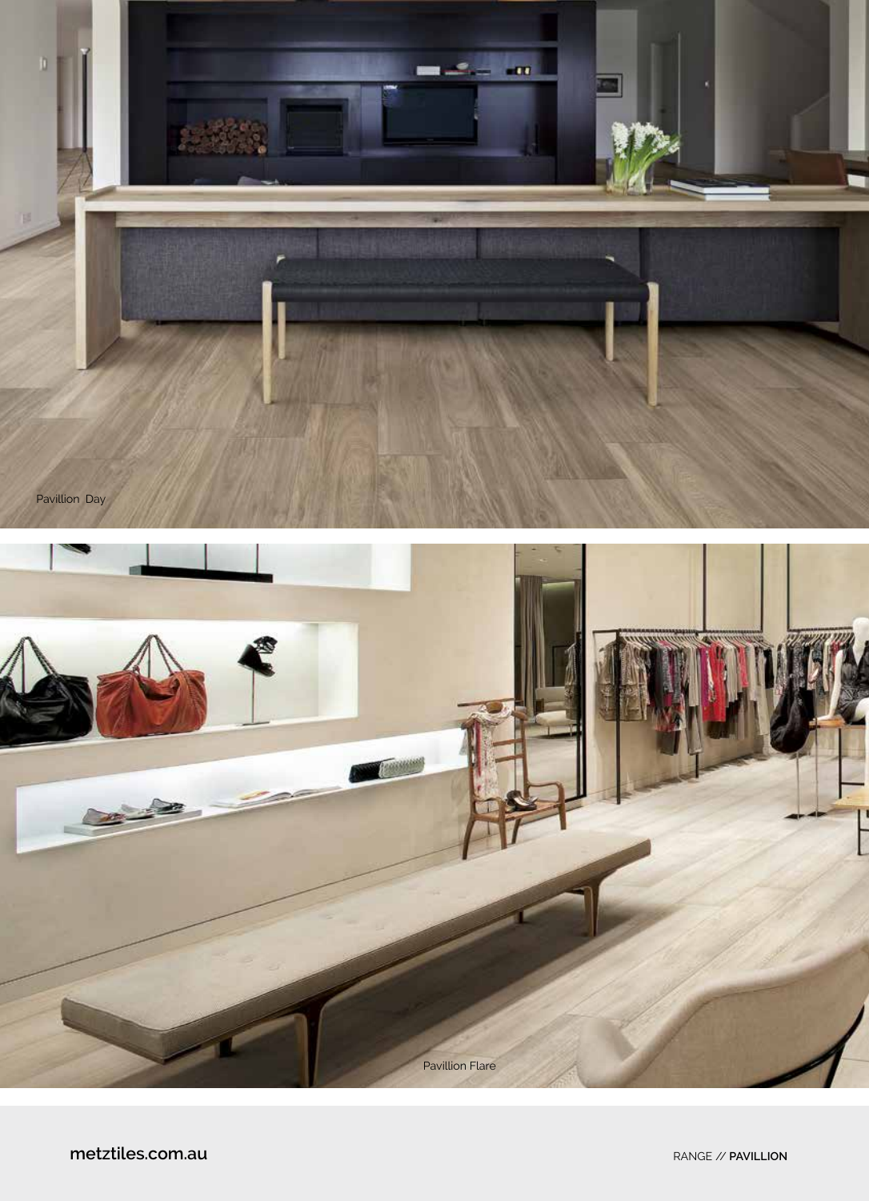Pavillion Day

Pavillion Flare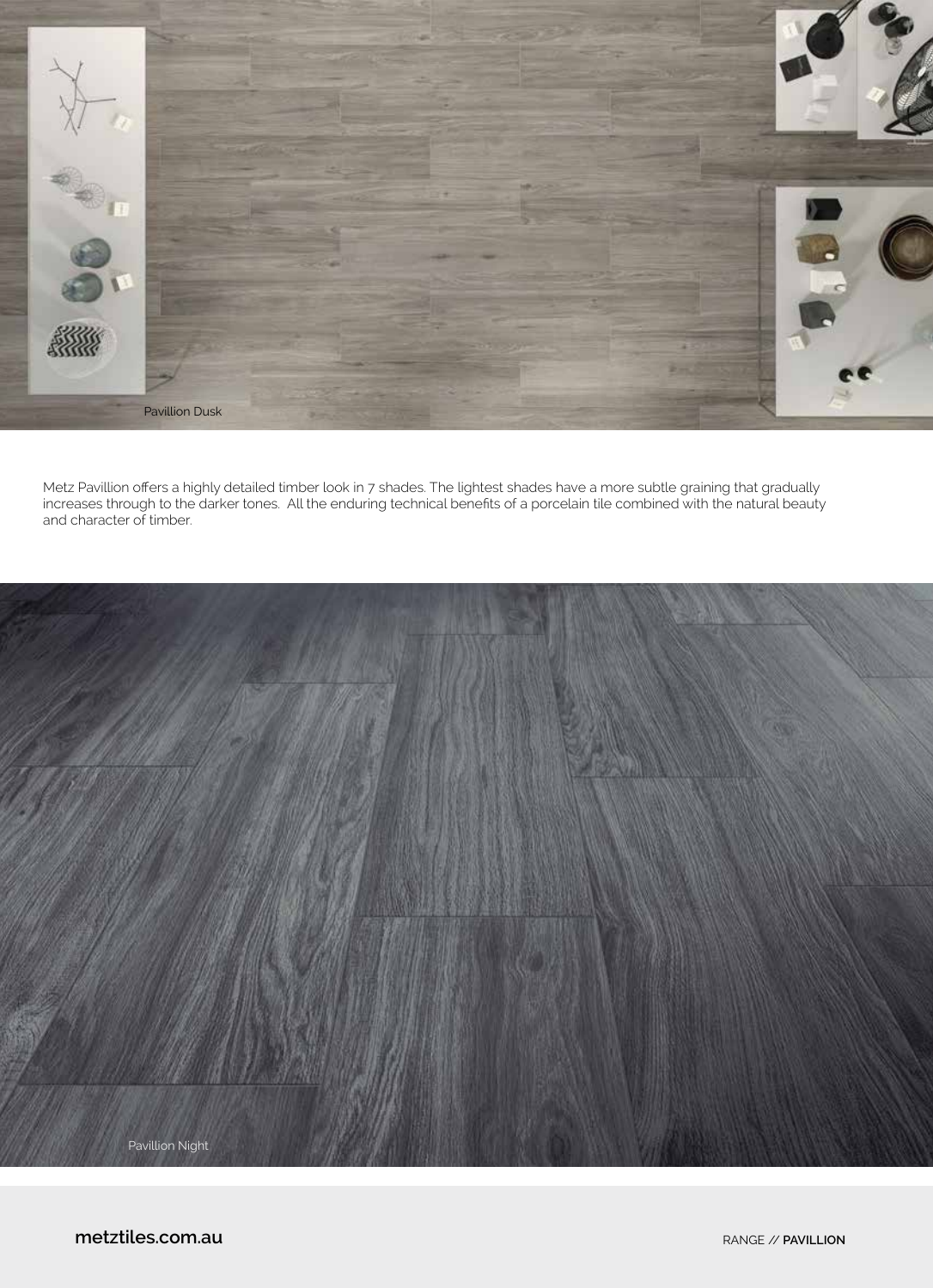Pavillion Dusk

Metz Pavillion offers a highly detailed timber look in 7 shades. The lightest shades have a more subtle graining that gradually increases through to the darker tones. All the enduring technical benefits of a porcelain tile combined with the natural beauty and character of timber.

Pavillion Night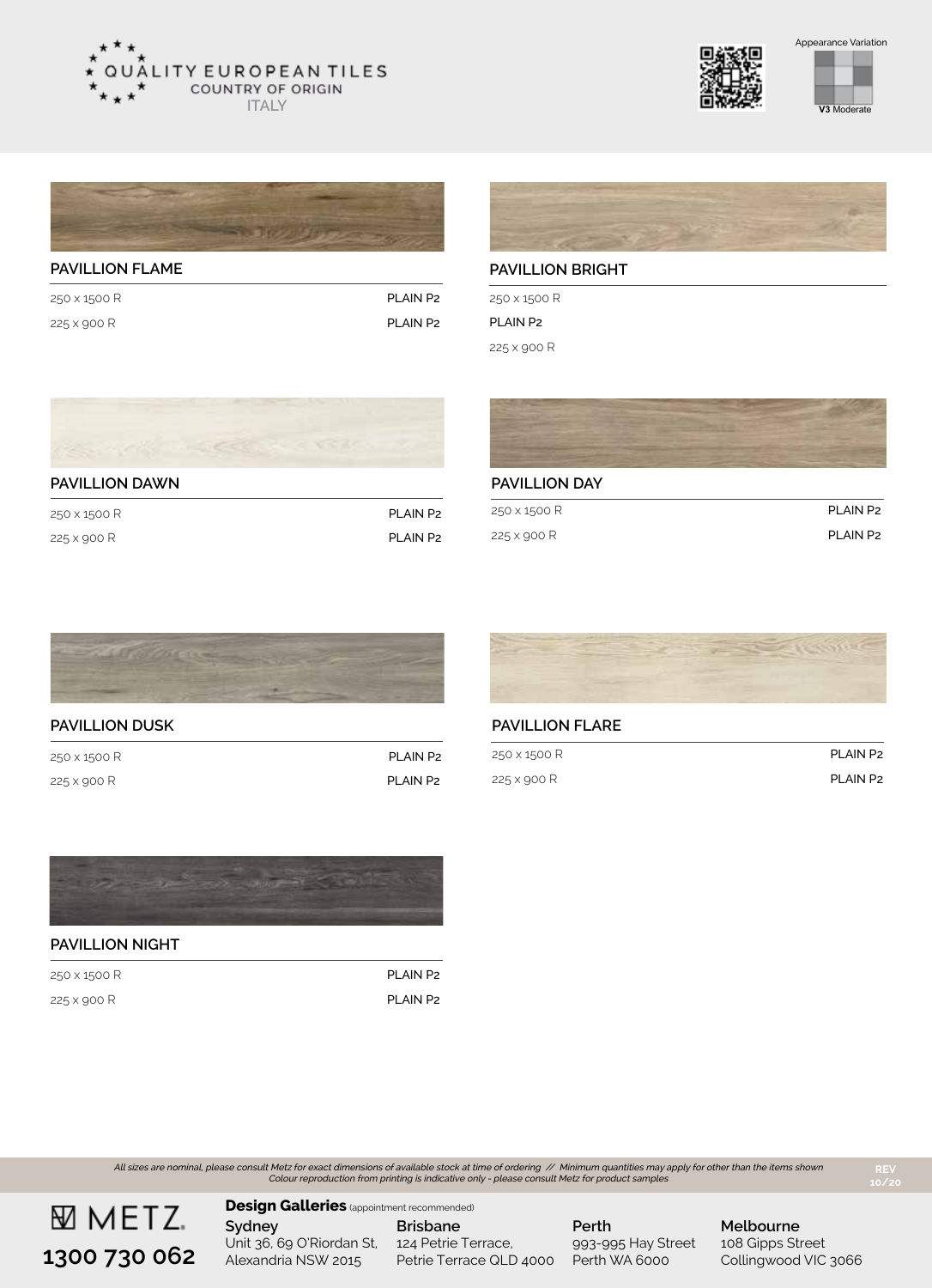QUALITY EUROPEAN TILES
COUNTRY OF ORIGIN
ITALY

Appearance Variation
**V3** Moderate

## PAVILLION FLAME

| | |
|---|---|
| 250 x 1500 R | PLAIN P2 |
| 225 x 900 R | PLAIN P2 |

## PAVILLION BRIGHT

250 x 1500 R

PLAIN P2

225 x 900 R

## PAVILLION DAWN

| | |
|---|---|
| 250 x 1500 R | PLAIN P2 |
| 225 x 900 R | PLAIN P2 |

## PAVILLION DAY

| | |
|---|---|
| 250 x 1500 R | PLAIN P2 |
| 225 x 900 R | PLAIN P2 |

## PAVILLION DUSK

| | |
|---|---|
| 250 x 1500 R | PLAIN P2 |
| 225 x 900 R | PLAIN P2 |

## PAVILLION FLARE

| | |
|---|---|
| 250 x 1500 R | PLAIN P2 |
| 225 x 900 R | PLAIN P2 |

## PAVILLION NIGHT

| | |
|---|---|
| 250 x 1500 R | PLAIN P2 |
| 225 x 900 R | PLAIN P2 |

*All sizes are nominal, please consult Metz for exact dimensions of available stock at time of ordering // Minimum quantities may apply for other than the items shown*
*Colour reproduction from printing is indicative only - please consult Metz for product samples*

REV 10/20

METZ
**1300 730 062**

**Design Galleries** (appointment recommended)

**Sydney**
Unit 36, 69 O'Riordan St,
Alexandria NSW 2015

**Brisbane**
124 Petrie Terrace,
Petrie Terrace QLD 4000

**Perth**
993-995 Hay Street
Perth WA 6000

**Melbourne**
108 Gipps Street
Collingwood VIC 3066